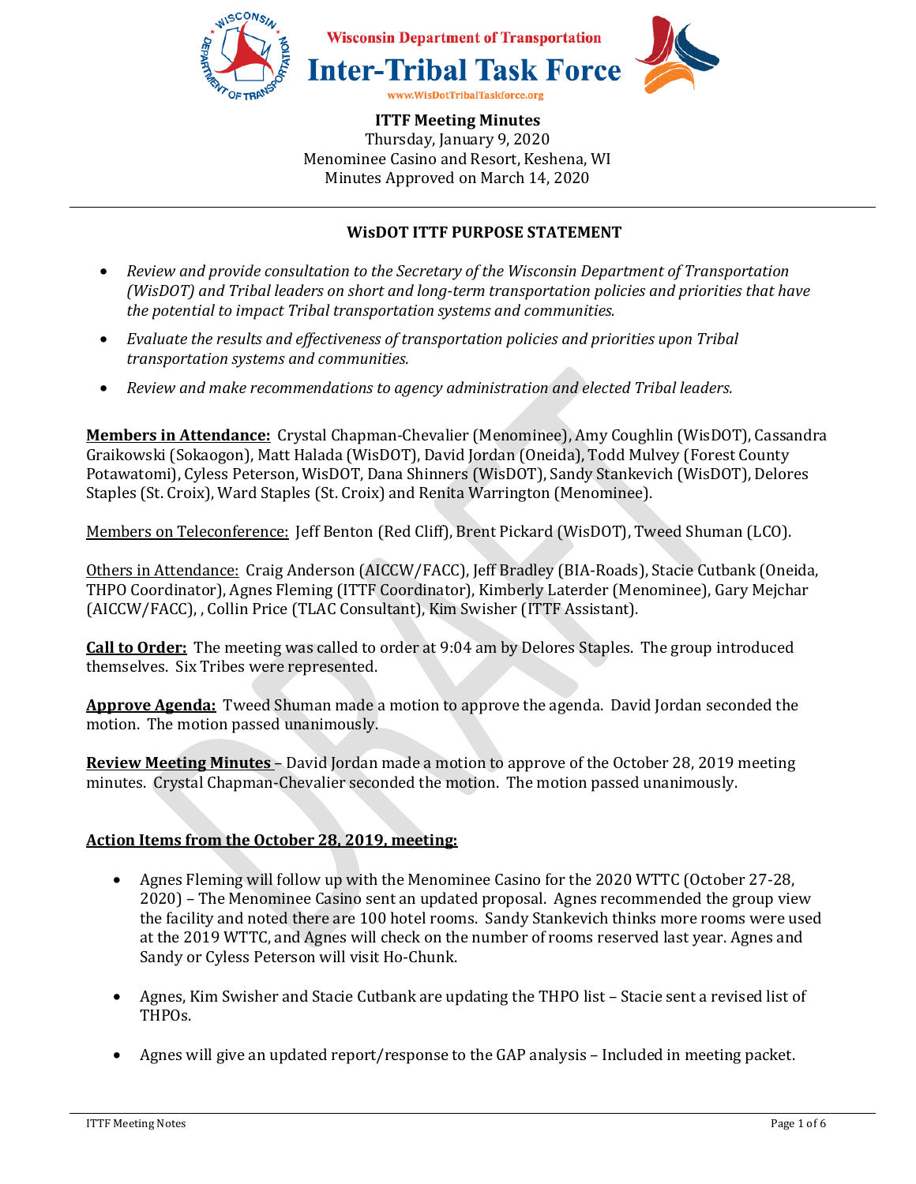Wisconsin Department of Transportation

# Inter-Tribal Task Force

www.WisDotTribalTaskforce.org

**ITTF Meeting Minutes**
Thursday, January 9, 2020
Menominee Casino and Resort, Keshena, WI
Minutes Approved on March 14, 2020

---

## WisDOT ITTF PURPOSE STATEMENT

- *Review and provide consultation to the Secretary of the Wisconsin Department of Transportation (WisDOT) and Tribal leaders on short and long-term transportation policies and priorities that have the potential to impact Tribal transportation systems and communities.*
- *Evaluate the results and effectiveness of transportation policies and priorities upon Tribal transportation systems and communities.*
- *Review and make recommendations to agency administration and elected Tribal leaders.*

**Members in Attendance:** Crystal Chapman-Chevalier (Menominee), Amy Coughlin (WisDOT), Cassandra Graikowski (Sokaogon), Matt Halada (WisDOT), David Jordan (Oneida), Todd Mulvey (Forest County Potawatomi), Cyless Peterson, WisDOT, Dana Shinners (WisDOT), Sandy Stankevich (WisDOT), Delores Staples (St. Croix), Ward Staples (St. Croix) and Renita Warrington (Menominee).

Members on Teleconference: Jeff Benton (Red Cliff), Brent Pickard (WisDOT), Tweed Shuman (LCO).

Others in Attendance: Craig Anderson (AICCW/FACC), Jeff Bradley (BIA-Roads), Stacie Cutbank (Oneida, THPO Coordinator), Agnes Fleming (ITTF Coordinator), Kimberly Laterder (Menominee), Gary Mejchar (AICCW/FACC), , Collin Price (TLAC Consultant), Kim Swisher (ITTF Assistant).

**Call to Order:** The meeting was called to order at 9:04 am by Delores Staples. The group introduced themselves. Six Tribes were represented.

**Approve Agenda:** Tweed Shuman made a motion to approve the agenda. David Jordan seconded the motion. The motion passed unanimously.

**Review Meeting Minutes** – David Jordan made a motion to approve of the October 28, 2019 meeting minutes. Crystal Chapman-Chevalier seconded the motion. The motion passed unanimously.

**Action Items from the October 28, 2019, meeting:**

- Agnes Fleming will follow up with the Menominee Casino for the 2020 WTTC (October 27-28, 2020) – The Menominee Casino sent an updated proposal. Agnes recommended the group view the facility and noted there are 100 hotel rooms. Sandy Stankevich thinks more rooms were used at the 2019 WTTC, and Agnes will check on the number of rooms reserved last year. Agnes and Sandy or Cyless Peterson will visit Ho-Chunk.
- Agnes, Kim Swisher and Stacie Cutbank are updating the THPO list – Stacie sent a revised list of THPOs.
- Agnes will give an updated report/response to the GAP analysis – Included in meeting packet.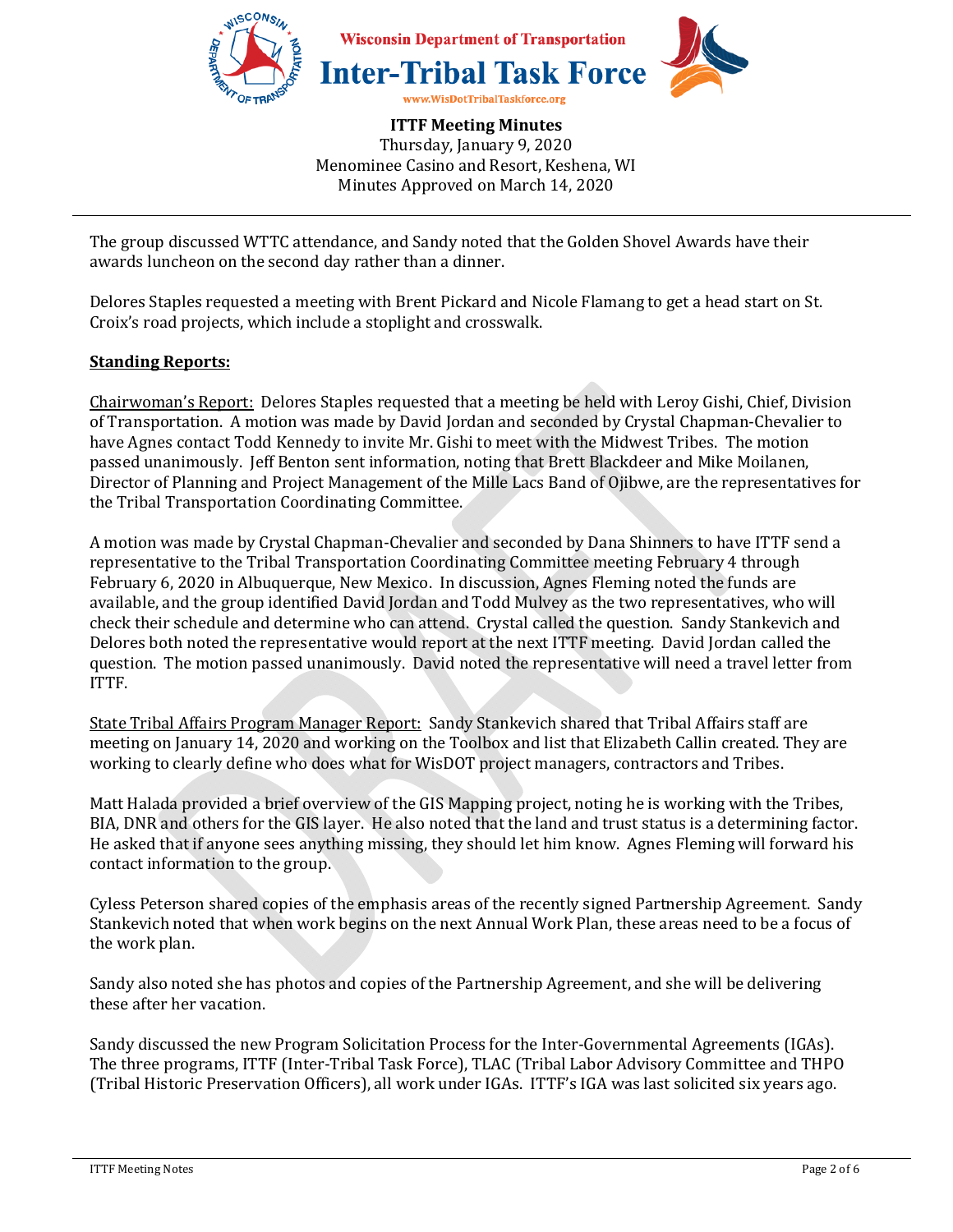**ITTF Meeting Minutes**
Thursday, January 9, 2020
Menominee Casino and Resort, Keshena, WI
Minutes Approved on March 14, 2020

The group discussed WTTC attendance, and Sandy noted that the Golden Shovel Awards have their awards luncheon on the second day rather than a dinner.

Delores Staples requested a meeting with Brent Pickard and Nicole Flamang to get a head start on St. Croix's road projects, which include a stoplight and crosswalk.

**Standing Reports:**

Chairwoman's Report: Delores Staples requested that a meeting be held with Leroy Gishi, Chief, Division of Transportation. A motion was made by David Jordan and seconded by Crystal Chapman-Chevalier to have Agnes contact Todd Kennedy to invite Mr. Gishi to meet with the Midwest Tribes. The motion passed unanimously. Jeff Benton sent information, noting that Brett Blackdeer and Mike Moilanen, Director of Planning and Project Management of the Mille Lacs Band of Ojibwe, are the representatives for the Tribal Transportation Coordinating Committee.

A motion was made by Crystal Chapman-Chevalier and seconded by Dana Shinners to have ITTF send a representative to the Tribal Transportation Coordinating Committee meeting February 4 through February 6, 2020 in Albuquerque, New Mexico. In discussion, Agnes Fleming noted the funds are available, and the group identified David Jordan and Todd Mulvey as the two representatives, who will check their schedule and determine who can attend. Crystal called the question. Sandy Stankevich and Delores both noted the representative would report at the next ITTF meeting. David Jordan called the question. The motion passed unanimously. David noted the representative will need a travel letter from ITTF.

State Tribal Affairs Program Manager Report: Sandy Stankevich shared that Tribal Affairs staff are meeting on January 14, 2020 and working on the Toolbox and list that Elizabeth Callin created. They are working to clearly define who does what for WisDOT project managers, contractors and Tribes.

Matt Halada provided a brief overview of the GIS Mapping project, noting he is working with the Tribes, BIA, DNR and others for the GIS layer. He also noted that the land and trust status is a determining factor. He asked that if anyone sees anything missing, they should let him know. Agnes Fleming will forward his contact information to the group.

Cyless Peterson shared copies of the emphasis areas of the recently signed Partnership Agreement. Sandy Stankevich noted that when work begins on the next Annual Work Plan, these areas need to be a focus of the work plan.

Sandy also noted she has photos and copies of the Partnership Agreement, and she will be delivering these after her vacation.

Sandy discussed the new Program Solicitation Process for the Inter-Governmental Agreements (IGAs). The three programs, ITTF (Inter-Tribal Task Force), TLAC (Tribal Labor Advisory Committee and THPO (Tribal Historic Preservation Officers), all work under IGAs. ITTF's IGA was last solicited six years ago.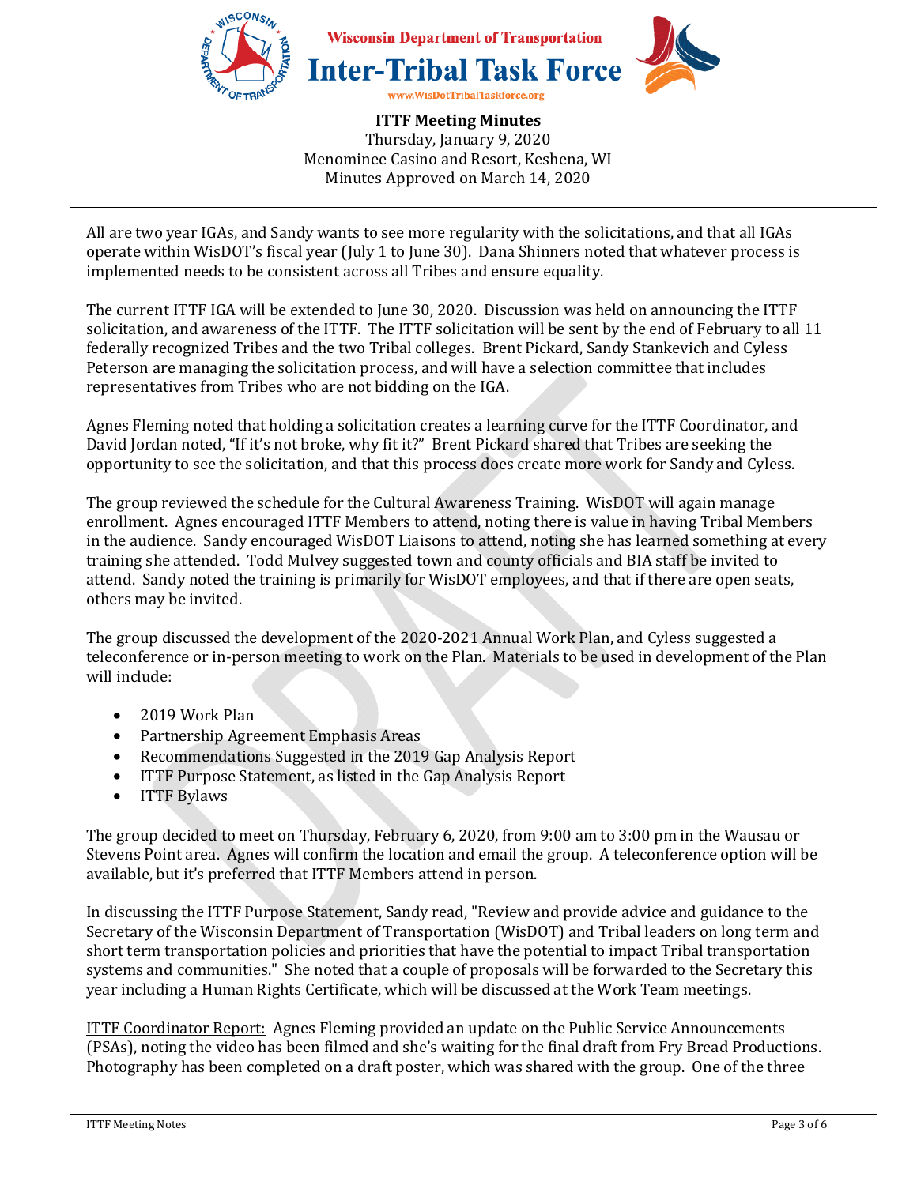# Wisconsin Department of Transportation Inter-Tribal Task Force

www.WisDotTribalTaskforce.org

**ITTF Meeting Minutes**
Thursday, January 9, 2020
Menominee Casino and Resort, Keshena, WI
Minutes Approved on March 14, 2020

All are two year IGAs, and Sandy wants to see more regularity with the solicitations, and that all IGAs operate within WisDOT's fiscal year (July 1 to June 30). Dana Shinners noted that whatever process is implemented needs to be consistent across all Tribes and ensure equality.

The current ITTF IGA will be extended to June 30, 2020. Discussion was held on announcing the ITTF solicitation, and awareness of the ITTF. The ITTF solicitation will be sent by the end of February to all 11 federally recognized Tribes and the two Tribal colleges. Brent Pickard, Sandy Stankevich and Cyless Peterson are managing the solicitation process, and will have a selection committee that includes representatives from Tribes who are not bidding on the IGA.

Agnes Fleming noted that holding a solicitation creates a learning curve for the ITTF Coordinator, and David Jordan noted, "If it's not broke, why fit it?" Brent Pickard shared that Tribes are seeking the opportunity to see the solicitation, and that this process does create more work for Sandy and Cyless.

The group reviewed the schedule for the Cultural Awareness Training. WisDOT will again manage enrollment. Agnes encouraged ITTF Members to attend, noting there is value in having Tribal Members in the audience. Sandy encouraged WisDOT Liaisons to attend, noting she has learned something at every training she attended. Todd Mulvey suggested town and county officials and BIA staff be invited to attend. Sandy noted the training is primarily for WisDOT employees, and that if there are open seats, others may be invited.

The group discussed the development of the 2020-2021 Annual Work Plan, and Cyless suggested a teleconference or in-person meeting to work on the Plan. Materials to be used in development of the Plan will include:

- 2019 Work Plan
- Partnership Agreement Emphasis Areas
- Recommendations Suggested in the 2019 Gap Analysis Report
- ITTF Purpose Statement, as listed in the Gap Analysis Report
- ITTF Bylaws

The group decided to meet on Thursday, February 6, 2020, from 9:00 am to 3:00 pm in the Wausau or Stevens Point area. Agnes will confirm the location and email the group. A teleconference option will be available, but it's preferred that ITTF Members attend in person.

In discussing the ITTF Purpose Statement, Sandy read, "Review and provide advice and guidance to the Secretary of the Wisconsin Department of Transportation (WisDOT) and Tribal leaders on long term and short term transportation policies and priorities that have the potential to impact Tribal transportation systems and communities." She noted that a couple of proposals will be forwarded to the Secretary this year including a Human Rights Certificate, which will be discussed at the Work Team meetings.

<u>ITTF Coordinator Report:</u> Agnes Fleming provided an update on the Public Service Announcements (PSAs), noting the video has been filmed and she's waiting for the final draft from Fry Bread Productions. Photography has been completed on a draft poster, which was shared with the group. One of the three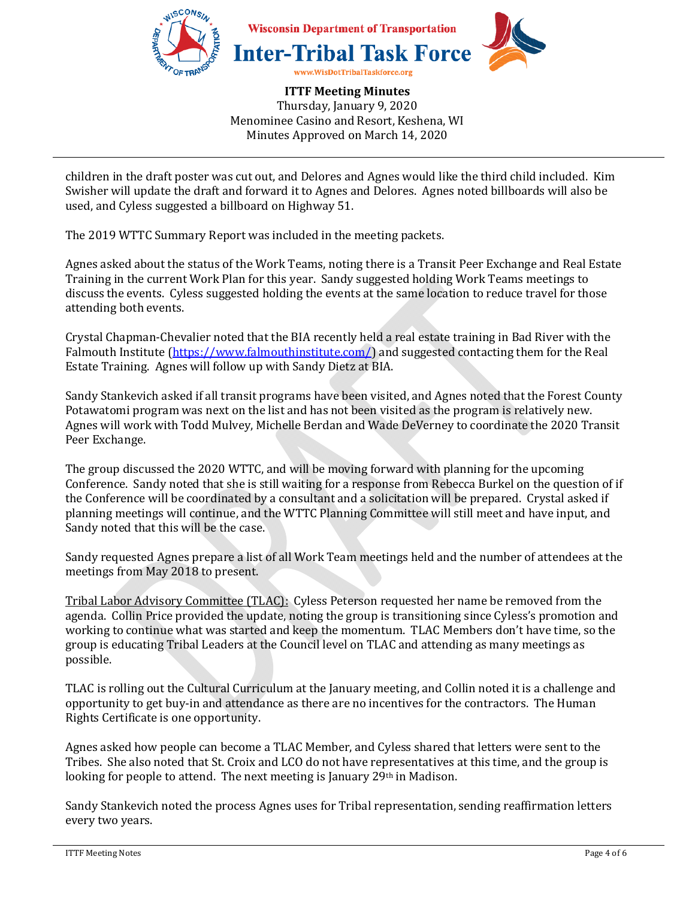children in the draft poster was cut out, and Delores and Agnes would like the third child included. Kim Swisher will update the draft and forward it to Agnes and Delores. Agnes noted billboards will also be used, and Cyless suggested a billboard on Highway 51.

The 2019 WTTC Summary Report was included in the meeting packets.

Agnes asked about the status of the Work Teams, noting there is a Transit Peer Exchange and Real Estate Training in the current Work Plan for this year. Sandy suggested holding Work Teams meetings to discuss the events. Cyless suggested holding the events at the same location to reduce travel for those attending both events.

Crystal Chapman-Chevalier noted that the BIA recently held a real estate training in Bad River with the Falmouth Institute (https://www.falmouthinstitute.com/) and suggested contacting them for the Real Estate Training. Agnes will follow up with Sandy Dietz at BIA.

Sandy Stankevich asked if all transit programs have been visited, and Agnes noted that the Forest County Potawatomi program was next on the list and has not been visited as the program is relatively new. Agnes will work with Todd Mulvey, Michelle Berdan and Wade DeVerney to coordinate the 2020 Transit Peer Exchange.

The group discussed the 2020 WTTC, and will be moving forward with planning for the upcoming Conference. Sandy noted that she is still waiting for a response from Rebecca Burkel on the question of if the Conference will be coordinated by a consultant and a solicitation will be prepared. Crystal asked if planning meetings will continue, and the WTTC Planning Committee will still meet and have input, and Sandy noted that this will be the case.

Sandy requested Agnes prepare a list of all Work Team meetings held and the number of attendees at the meetings from May 2018 to present.

Tribal Labor Advisory Committee (TLAC): Cyless Peterson requested her name be removed from the agenda. Collin Price provided the update, noting the group is transitioning since Cyless's promotion and working to continue what was started and keep the momentum. TLAC Members don't have time, so the group is educating Tribal Leaders at the Council level on TLAC and attending as many meetings as possible.

TLAC is rolling out the Cultural Curriculum at the January meeting, and Collin noted it is a challenge and opportunity to get buy-in and attendance as there are no incentives for the contractors. The Human Rights Certificate is one opportunity.

Agnes asked how people can become a TLAC Member, and Cyless shared that letters were sent to the Tribes. She also noted that St. Croix and LCO do not have representatives at this time, and the group is looking for people to attend. The next meeting is January 29th in Madison.

Sandy Stankevich noted the process Agnes uses for Tribal representation, sending reaffirmation letters every two years.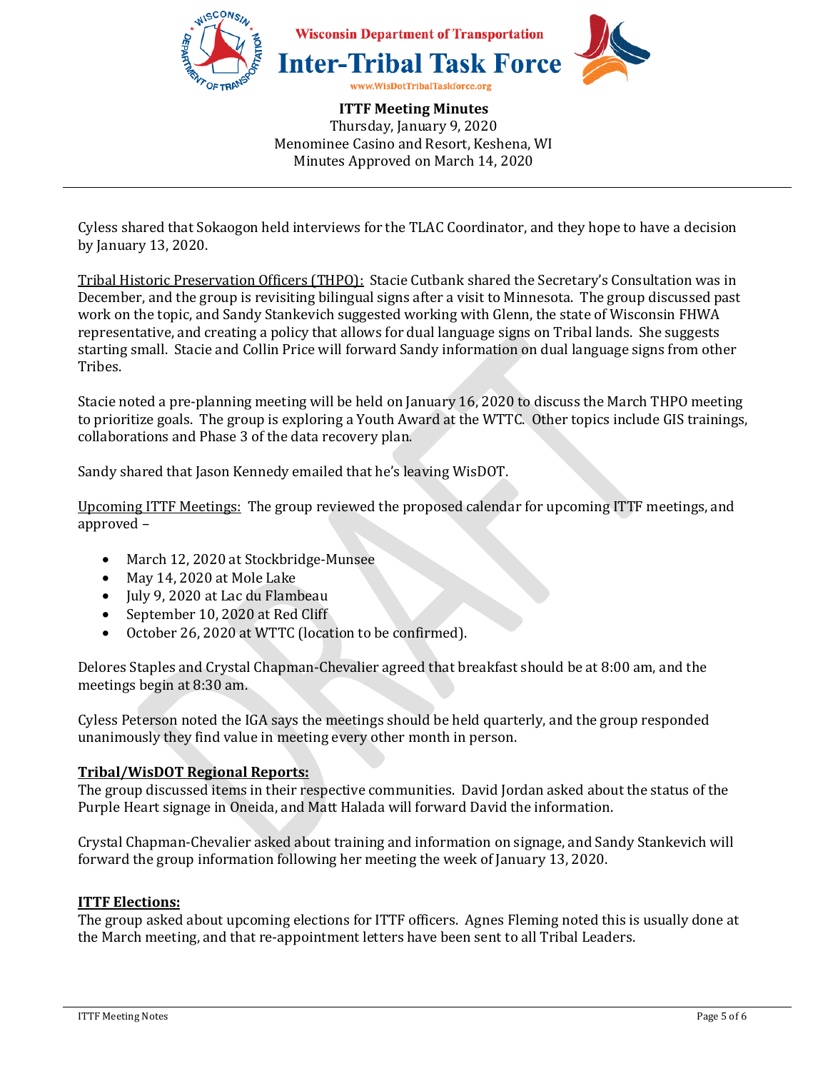Cyless shared that Sokaogon held interviews for the TLAC Coordinator, and they hope to have a decision by January 13, 2020.

Tribal Historic Preservation Officers (THPO): Stacie Cutbank shared the Secretary's Consultation was in December, and the group is revisiting bilingual signs after a visit to Minnesota. The group discussed past work on the topic, and Sandy Stankevich suggested working with Glenn, the state of Wisconsin FHWA representative, and creating a policy that allows for dual language signs on Tribal lands. She suggests starting small. Stacie and Collin Price will forward Sandy information on dual language signs from other Tribes.

Stacie noted a pre-planning meeting will be held on January 16, 2020 to discuss the March THPO meeting to prioritize goals. The group is exploring a Youth Award at the WTTC. Other topics include GIS trainings, collaborations and Phase 3 of the data recovery plan.

Sandy shared that Jason Kennedy emailed that he's leaving WisDOT.

Upcoming ITTF Meetings: The group reviewed the proposed calendar for upcoming ITTF meetings, and approved –

- March 12, 2020 at Stockbridge-Munsee
- May 14, 2020 at Mole Lake
- July 9, 2020 at Lac du Flambeau
- September 10, 2020 at Red Cliff
- October 26, 2020 at WTTC (location to be confirmed).

Delores Staples and Crystal Chapman-Chevalier agreed that breakfast should be at 8:00 am, and the meetings begin at 8:30 am.

Cyless Peterson noted the IGA says the meetings should be held quarterly, and the group responded unanimously they find value in meeting every other month in person.

**Tribal/WisDOT Regional Reports:**

The group discussed items in their respective communities. David Jordan asked about the status of the Purple Heart signage in Oneida, and Matt Halada will forward David the information.

Crystal Chapman-Chevalier asked about training and information on signage, and Sandy Stankevich will forward the group information following her meeting the week of January 13, 2020.

**ITTF Elections:**

The group asked about upcoming elections for ITTF officers. Agnes Fleming noted this is usually done at the March meeting, and that re-appointment letters have been sent to all Tribal Leaders.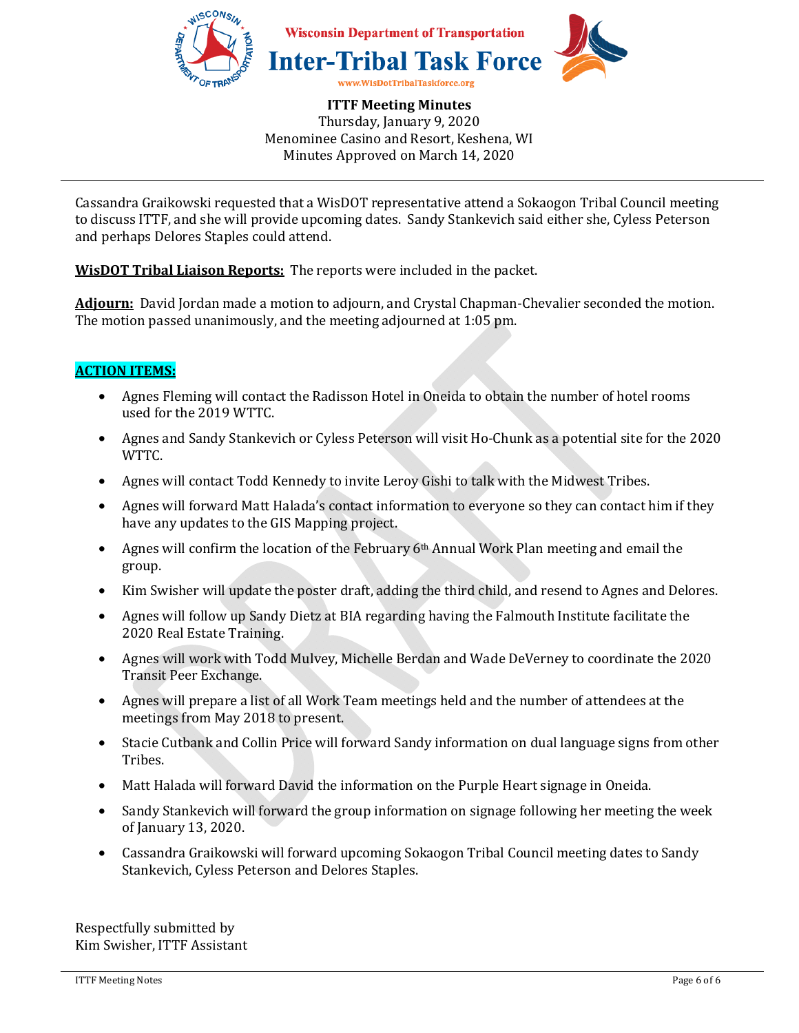**ITTF Meeting Minutes**
Thursday, January 9, 2020
Menominee Casino and Resort, Keshena, WI
Minutes Approved on March 14, 2020

Cassandra Graikowski requested that a WisDOT representative attend a Sokaogon Tribal Council meeting to discuss ITTF, and she will provide upcoming dates. Sandy Stankevich said either she, Cyless Peterson and perhaps Delores Staples could attend.

**WisDOT Tribal Liaison Reports:** The reports were included in the packet.

**Adjourn:** David Jordan made a motion to adjourn, and Crystal Chapman-Chevalier seconded the motion. The motion passed unanimously, and the meeting adjourned at 1:05 pm.

**ACTION ITEMS:**

- Agnes Fleming will contact the Radisson Hotel in Oneida to obtain the number of hotel rooms used for the 2019 WTTC.
- Agnes and Sandy Stankevich or Cyless Peterson will visit Ho-Chunk as a potential site for the 2020 WTTC.
- Agnes will contact Todd Kennedy to invite Leroy Gishi to talk with the Midwest Tribes.
- Agnes will forward Matt Halada's contact information to everyone so they can contact him if they have any updates to the GIS Mapping project.
- Agnes will confirm the location of the February 6th Annual Work Plan meeting and email the group.
- Kim Swisher will update the poster draft, adding the third child, and resend to Agnes and Delores.
- Agnes will follow up Sandy Dietz at BIA regarding having the Falmouth Institute facilitate the 2020 Real Estate Training.
- Agnes will work with Todd Mulvey, Michelle Berdan and Wade DeVerney to coordinate the 2020 Transit Peer Exchange.
- Agnes will prepare a list of all Work Team meetings held and the number of attendees at the meetings from May 2018 to present.
- Stacie Cutbank and Collin Price will forward Sandy information on dual language signs from other Tribes.
- Matt Halada will forward David the information on the Purple Heart signage in Oneida.
- Sandy Stankevich will forward the group information on signage following her meeting the week of January 13, 2020.
- Cassandra Graikowski will forward upcoming Sokaogon Tribal Council meeting dates to Sandy Stankevich, Cyless Peterson and Delores Staples.

Respectfully submitted by
Kim Swisher, ITTF Assistant